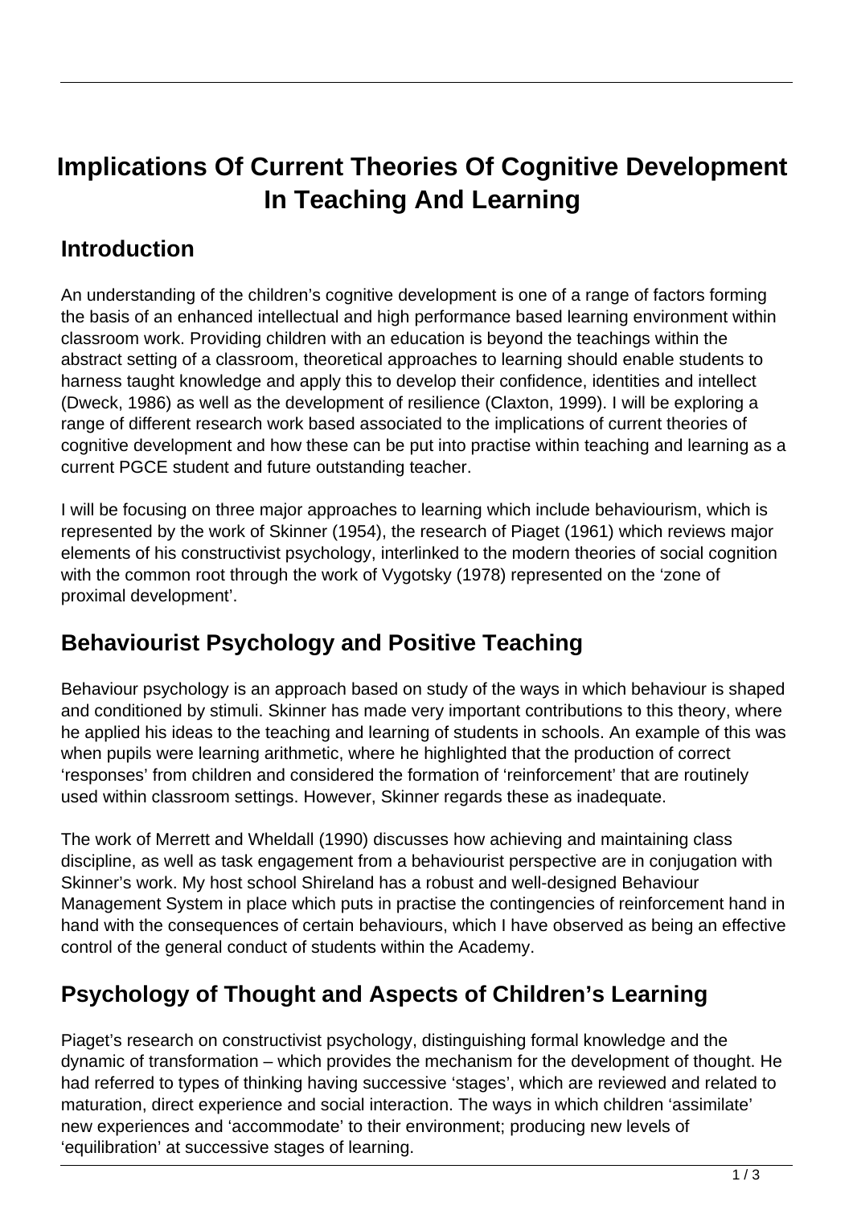# Implications Of Current Theories Of Cognitive Development In Teaching And Learning

## Introduction

An understanding of the children's cognitive development is one of a range of factors forming the basis of an enhanced intellectual and high performance based learning environment within classroom work. Providing children with an education is beyond the teachings within the abstract setting of a classroom, theoretical approaches to learning should enable students to harness taught knowledge and apply this to develop their confidence, identities and intellect (Dweck, 1986) as well as the development of resilience (Claxton, 1999). I will be exploring a range of different research work based associated to the implications of current theories of cognitive development and how these can be put into practise within teaching and learning as a current PGCE student and future outstanding teacher.

I will be focusing on three major approaches to learning which include behaviourism, which is represented by the work of Skinner (1954), the research of Piaget (1961) which reviews major elements of his constructivist psychology, interlinked to the modern theories of social cognition with the common root through the work of Vygotsky (1978) represented on the 'zone of proximal development'.

## Behaviourist Psychology and Positive Teaching

Behaviour psychology is an approach based on study of the ways in which behaviour is shaped and conditioned by stimuli. Skinner has made very important contributions to this theory, where he applied his ideas to the teaching and learning of students in schools. An example of this was when pupils were learning arithmetic, where he highlighted that the production of correct 'responses' from children and considered the formation of 'reinforcement' that are routinely used within classroom settings. However, Skinner regards these as inadequate.

The work of Merrett and Wheldall (1990) discusses how achieving and maintaining class discipline, as well as task engagement from a behaviourist perspective are in conjugation with Skinner's work. My host school Shireland has a robust and well-designed Behaviour Management System in place which puts in practise the contingencies of reinforcement hand in hand with the consequences of certain behaviours, which I have observed as being an effective control of the general conduct of students within the Academy.

## Psychology of Thought and Aspects of Children's Learning

Piaget's research on constructivist psychology, distinguishing formal knowledge and the dynamic of transformation – which provides the mechanism for the development of thought. He had referred to types of thinking having successive 'stages', which are reviewed and related to maturation, direct experience and social interaction. The ways in which children 'assimilate' new experiences and 'accommodate' to their environment; producing new levels of 'equilibration' at successive stages of learning.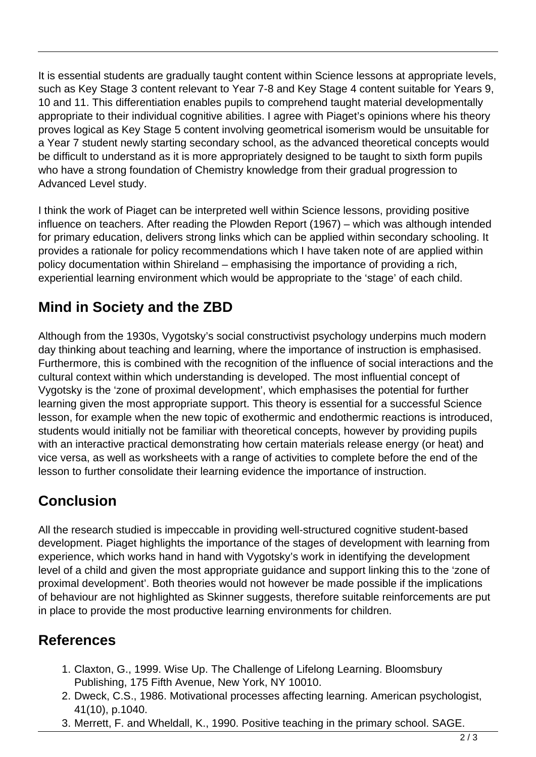It is essential students are gradually taught content within Science lessons at appropriate levels, such as Key Stage 3 content relevant to Year 7-8 and Key Stage 4 content suitable for Years 9, 10 and 11. This differentiation enables pupils to comprehend taught material developmentally appropriate to their individual cognitive abilities. I agree with Piaget's opinions where his theory proves logical as Key Stage 5 content involving geometrical isomerism would be unsuitable for a Year 7 student newly starting secondary school, as the advanced theoretical concepts would be difficult to understand as it is more appropriately designed to be taught to sixth form pupils who have a strong foundation of Chemistry knowledge from their gradual progression to Advanced Level study.

I think the work of Piaget can be interpreted well within Science lessons, providing positive influence on teachers. After reading the Plowden Report (1967) – which was although intended for primary education, delivers strong links which can be applied within secondary schooling. It provides a rationale for policy recommendations which I have taken note of are applied within policy documentation within Shireland – emphasising the importance of providing a rich, experiential learning environment which would be appropriate to the 'stage' of each child.

## Mind in Society and the ZBD

Although from the 1930s, Vygotsky's social constructivist psychology underpins much modern day thinking about teaching and learning, where the importance of instruction is emphasised. Furthermore, this is combined with the recognition of the influence of social interactions and the cultural context within which understanding is developed. The most influential concept of Vygotsky is the 'zone of proximal development', which emphasises the potential for further learning given the most appropriate support. This theory is essential for a successful Science lesson, for example when the new topic of exothermic and endothermic reactions is introduced, students would initially not be familiar with theoretical concepts, however by providing pupils with an interactive practical demonstrating how certain materials release energy (or heat) and vice versa, as well as worksheets with a range of activities to complete before the end of the lesson to further consolidate their learning evidence the importance of instruction.

## Conclusion

All the research studied is impeccable in providing well-structured cognitive student-based development. Piaget highlights the importance of the stages of development with learning from experience, which works hand in hand with Vygotsky's work in identifying the development level of a child and given the most appropriate guidance and support linking this to the 'zone of proximal development'. Both theories would not however be made possible if the implications of behaviour are not highlighted as Skinner suggests, therefore suitable reinforcements are put in place to provide the most productive learning environments for children.

## References

1. Claxton, G., 1999. Wise Up. The Challenge of Lifelong Learning. Bloomsbury Publishing, 175 Fifth Avenue, New York, NY 10010.
2. Dweck, C.S., 1986. Motivational processes affecting learning. American psychologist, 41(10), p.1040.
3. Merrett, F. and Wheldall, K., 1990. Positive teaching in the primary school. SAGE.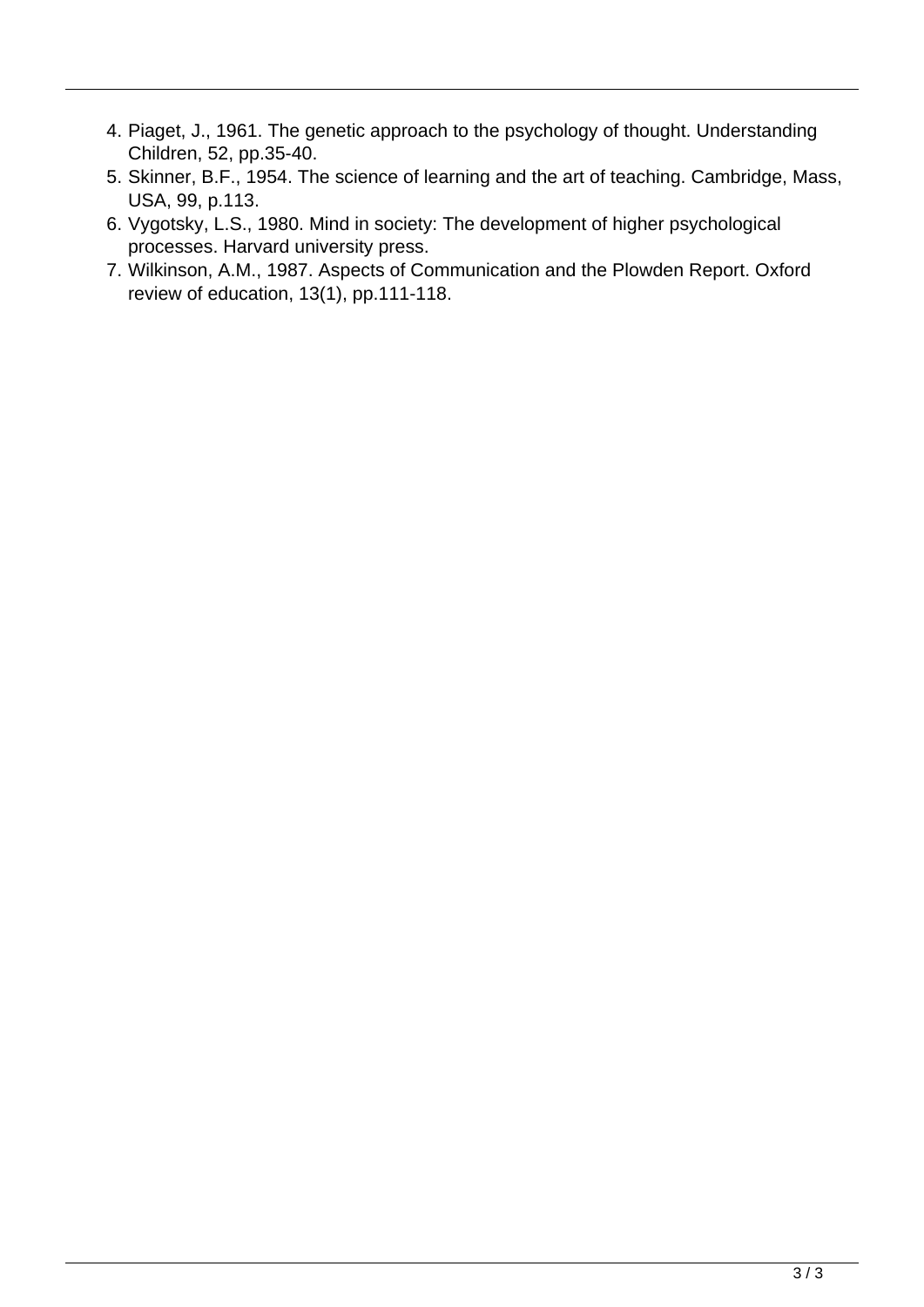4. Piaget, J., 1961. The genetic approach to the psychology of thought. Understanding Children, 52, pp.35-40.
5. Skinner, B.F., 1954. The science of learning and the art of teaching. Cambridge, Mass, USA, 99, p.113.
6. Vygotsky, L.S., 1980. Mind in society: The development of higher psychological processes. Harvard university press.
7. Wilkinson, A.M., 1987. Aspects of Communication and the Plowden Report. Oxford review of education, 13(1), pp.111-118.